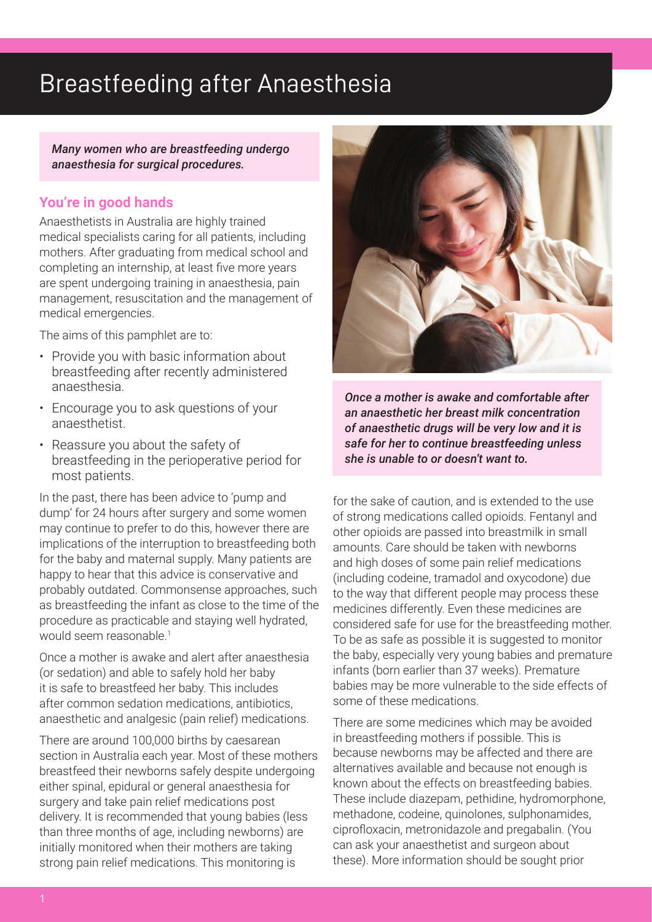# Breastfeeding after Anaesthesia

***Many women who are breastfeeding undergo anaesthesia for surgical procedures.***

## You're in good hands

Anaesthetists in Australia are highly trained medical specialists caring for all patients, including mothers. After graduating from medical school and completing an internship, at least five more years are spent undergoing training in anaesthesia, pain management, resuscitation and the management of medical emergencies.

The aims of this pamphlet are to:

- Provide you with basic information about breastfeeding after recently administered anaesthesia.
- Encourage you to ask questions of your anaesthetist.
- Reassure you about the safety of breastfeeding in the perioperative period for most patients.

In the past, there has been advice to 'pump and dump' for 24 hours after surgery and some women may continue to prefer to do this, however there are implications of the interruption to breastfeeding both for the baby and maternal supply. Many patients are happy to hear that this advice is conservative and probably outdated. Commonsense approaches, such as breastfeeding the infant as close to the time of the procedure as practicable and staying well hydrated, would seem reasonable.[1]

Once a mother is awake and alert after anaesthesia (or sedation) and able to safely hold her baby it is safe to breastfeed her baby. This includes after common sedation medications, antibiotics, anaesthetic and analgesic (pain relief) medications.

There are around 100,000 births by caesarean section in Australia each year. Most of these mothers breastfeed their newborns safely despite undergoing either spinal, epidural or general anaesthesia for surgery and take pain relief medications post delivery. It is recommended that young babies (less than three months of age, including newborns) are initially monitored when their mothers are taking strong pain relief medications. This monitoring is for the sake of caution, and is extended to the use of strong medications called opioids. Fentanyl and other opioids are passed into breastmilk in small amounts. Care should be taken with newborns and high doses of some pain relief medications (including codeine, tramadol and oxycodone) due to the way that different people may process these medicines differently. Even these medicines are considered safe for use for the breastfeeding mother. To be as safe as possible it is suggested to monitor the baby, especially very young babies and premature infants (born earlier than 37 weeks). Premature babies may be more vulnerable to the side effects of some of these medications.

***Once a mother is awake and comfortable after an anaesthetic her breast milk concentration of anaesthetic drugs will be very low and it is safe for her to continue breastfeeding unless she is unable to or doesn't want to.***

There are some medicines which may be avoided in breastfeeding mothers if possible. This is because newborns may be affected and there are alternatives available and because not enough is known about the effects on breastfeeding babies. These include diazepam, pethidine, hydromorphone, methadone, codeine, quinolones, sulphonamides, ciprofloxacin, metronidazole and pregabalin. (You can ask your anaesthetist and surgeon about these). More information should be sought prior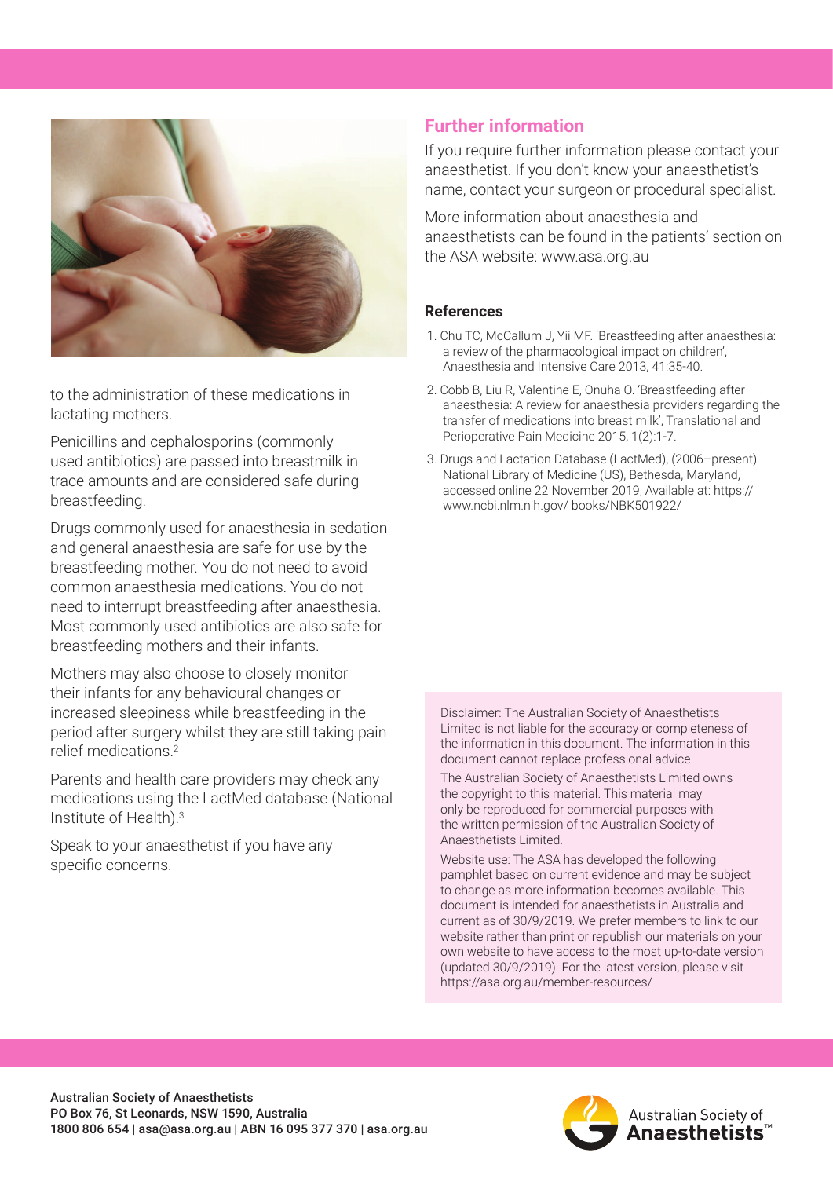to the administration of these medications in lactating mothers.

Penicillins and cephalosporins (commonly used antibiotics) are passed into breastmilk in trace amounts and are considered safe during breastfeeding.

Drugs commonly used for anaesthesia in sedation and general anaesthesia are safe for use by the breastfeeding mother. You do not need to avoid common anaesthesia medications. You do not need to interrupt breastfeeding after anaesthesia. Most commonly used antibiotics are also safe for breastfeeding mothers and their infants.

Mothers may also choose to closely monitor their infants for any behavioural changes or increased sleepiness while breastfeeding in the period after surgery whilst they are still taking pain relief medications.[2]

Parents and health care providers may check any medications using the LactMed database (National Institute of Health).[3]

Speak to your anaesthetist if you have any specific concerns.

## Further information

If you require further information please contact your anaesthetist. If you don't know your anaesthetist's name, contact your surgeon or procedural specialist.

More information about anaesthesia and anaesthetists can be found in the patients' section on the ASA website: www.asa.org.au

### References

1. Chu TC, McCallum J, Yii MF. 'Breastfeeding after anaesthesia: a review of the pharmacological impact on children', Anaesthesia and Intensive Care 2013, 41:35-40.
2. Cobb B, Liu R, Valentine E, Onuha O. 'Breastfeeding after anaesthesia: A review for anaesthesia providers regarding the transfer of medications into breast milk', Translational and Perioperative Pain Medicine 2015, 1(2):1-7.
3. Drugs and Lactation Database (LactMed), (2006–present) National Library of Medicine (US), Bethesda, Maryland, accessed online 22 November 2019, Available at: https://www.ncbi.nlm.nih.gov/ books/NBK501922/

Disclaimer: The Australian Society of Anaesthetists Limited is not liable for the accuracy or completeness of the information in this document. The information in this document cannot replace professional advice.

The Australian Society of Anaesthetists Limited owns the copyright to this material. This material may only be reproduced for commercial purposes with the written permission of the Australian Society of Anaesthetists Limited.

Website use: The ASA has developed the following pamphlet based on current evidence and may be subject to change as more information becomes available. This document is intended for anaesthetists in Australia and current as of 30/9/2019. We prefer members to link to our website rather than print or republish our materials on your own website to have access to the most up-to-date version (updated 30/9/2019). For the latest version, please visit https://asa.org.au/member-resources/

**Australian Society of Anaesthetists**
**PO Box 76, St Leonards, NSW 1590, Australia**
**1800 806 654 | asa@asa.org.au | ABN 16 095 377 370 | asa.org.au**

Australian Society of **Anaesthetists**™